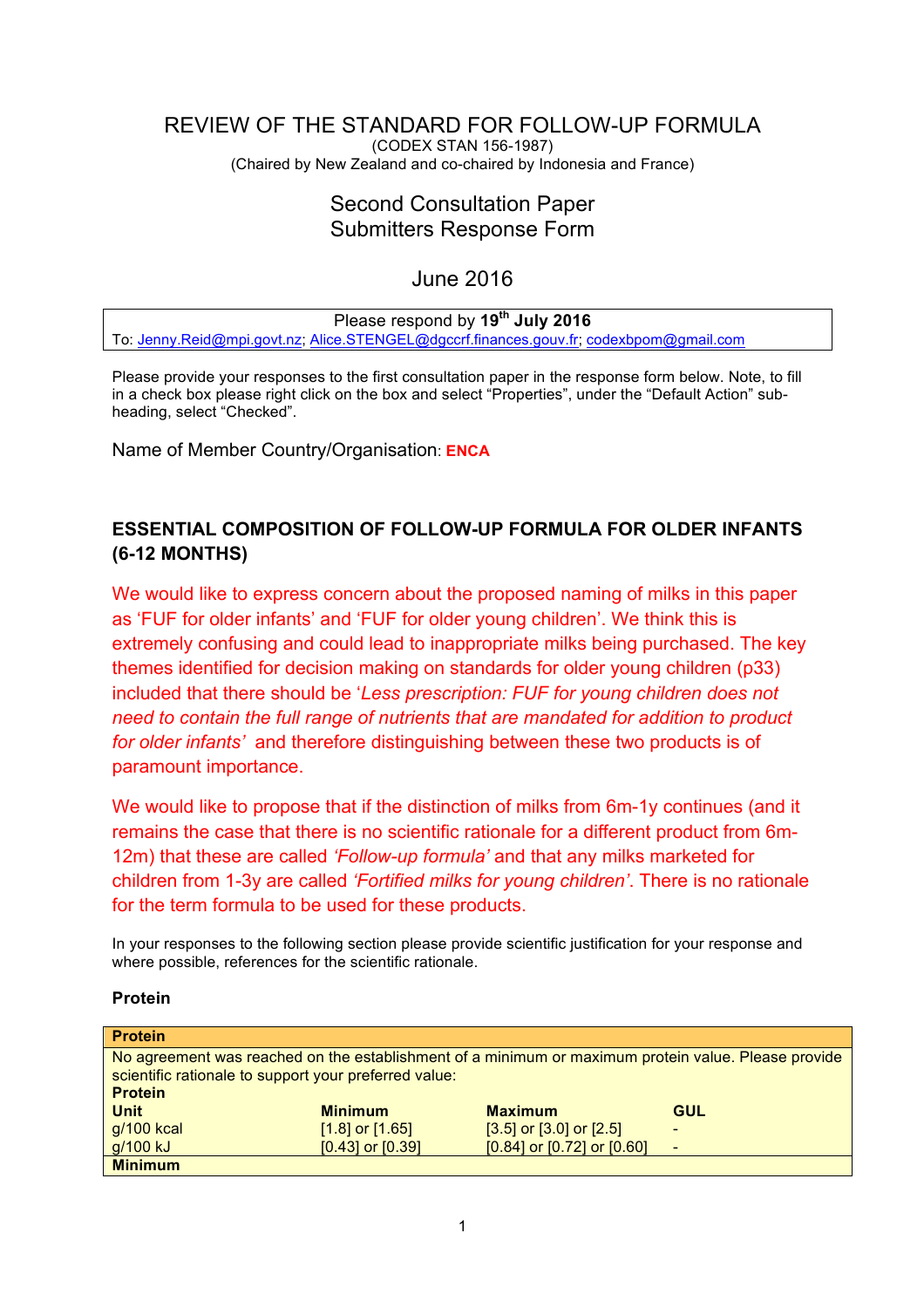# REVIEW OF THE STANDARD FOR FOLLOW-UP FORMULA

(CODEX STAN 156-1987)

(Chaired by New Zealand and co-chaired by Indonesia and France)

## Second Consultation Paper
## Submitters Response Form

## June 2016

| Please respond by **19th July 2016** |
|---|
| To: Jenny.Reid@mpi.govt.nz; Alice.STENGEL@dgccrf.finances.gouv.fr; codexbpom@gmail.com |

Please provide your responses to the first consultation paper in the response form below. Note, to fill in a check box please right click on the box and select "Properties", under the "Default Action" sub-heading, select "Checked".

Name of Member Country/Organisation: **ENCA**

### ESSENTIAL COMPOSITION OF FOLLOW-UP FORMULA FOR OLDER INFANTS (6-12 MONTHS)

We would like to express concern about the proposed naming of milks in this paper as 'FUF for older infants' and 'FUF for older young children'. We think this is extremely confusing and could lead to inappropriate milks being purchased. The key themes identified for decision making on standards for older young children (p33) included that there should be '*Less prescription: FUF for young children does not need to contain the full range of nutrients that are mandated for addition to product for older infants*' and therefore distinguishing between these two products is of paramount importance.

We would like to propose that if the distinction of milks from 6m-1y continues (and it remains the case that there is no scientific rationale for a different product from 6m-12m) that these are called *'Follow-up formula'* and that any milks marketed for children from 1-3y are called *'Fortified milks for young children'*. There is no rationale for the term formula to be used for these products.

In your responses to the following section please provide scientific justification for your response and where possible, references for the scientific rationale.

**Protein**

| **Protein** | | | |
|---|---|---|---|
| No agreement was reached on the establishment of a minimum or maximum protein value. Please provide scientific rationale to support your preferred value: | | | |
| **Protein** | | | |
| **Unit** | **Minimum** | **Maximum** | **GUL** |
| g/100 kcal | [1.8] or [1.65] | [3.5] or [3.0] or [2.5] | - |
| g/100 kJ | [0.43] or [0.39] | [0.84] or [0.72] or [0.60] | - |
| **Minimum** | | | |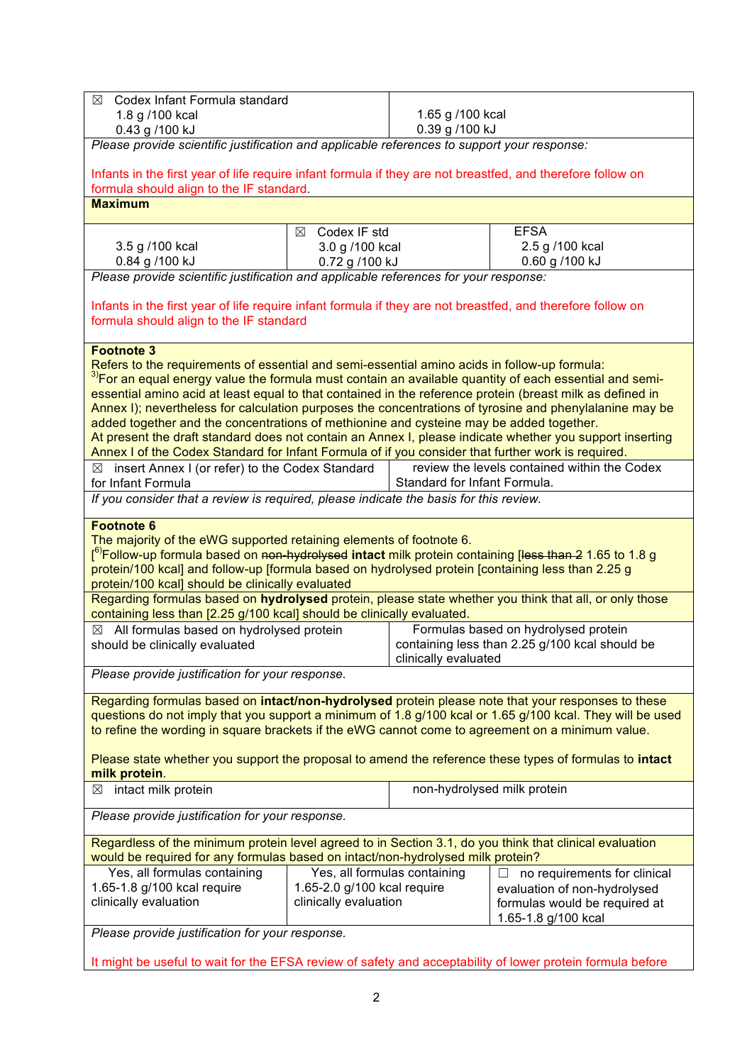| ☒ Codex Infant Formula standard<br>1.8 g /100 kcal<br>0.43 g /100 kJ | 1.65 g /100 kcal<br>0.39 g /100 kJ |
|---|---|

*Please provide scientific justification and applicable references to support your response:*

Infants in the first year of life require infant formula if they are not breastfed, and therefore follow on formula should align to the IF standard.

**Maximum**

| 3.5 g /100 kcal<br>0.84 g /100 kJ | ☒ Codex IF std<br>3.0 g /100 kcal<br>0.72 g /100 kJ | EFSA<br>2.5 g /100 kcal<br>0.60 g /100 kJ |
|---|---|---|

*Please provide scientific justification and applicable references for your response:*

Infants in the first year of life require infant formula if they are not breastfed, and therefore follow on formula should align to the IF standard

**Footnote 3**

Refers to the requirements of essential and semi-essential amino acids in follow-up formula:
[3])For an equal energy value the formula must contain an available quantity of each essential and semi-essential amino acid at least equal to that contained in the reference protein (breast milk as defined in Annex I); nevertheless for calculation purposes the concentrations of tyrosine and phenylalanine may be added together and the concentrations of methionine and cysteine may be added together.
At present the draft standard does not contain an Annex I, please indicate whether you support inserting Annex I of the Codex Standard for Infant Formula of if you consider that further work is required.

| ☒ insert Annex I (or refer) to the Codex Standard for Infant Formula | review the levels contained within the Codex Standard for Infant Formula. |
|---|---|

*If you consider that a review is required, please indicate the basis for this review.*

**Footnote 6**

The majority of the eWG supported retaining elements of footnote 6.
[[6])Follow-up formula based on ~~non-hydrolysed~~ **intact** milk protein containing [~~less than 2~~ 1.65 to 1.8 g protein/100 kcal] and follow-up [formula based on hydrolysed protein [containing less than 2.25 g protein/100 kcal] should be clinically evaluated

Regarding formulas based on **hydrolysed** protein, please state whether you think that all, or only those containing less than [2.25 g/100 kcal] should be clinically evaluated.

| ☒ All formulas based on hydrolysed protein should be clinically evaluated | Formulas based on hydrolysed protein containing less than 2.25 g/100 kcal should be clinically evaluated |
|---|---|

*Please provide justification for your response.*

Regarding formulas based on **intact/non-hydrolysed** protein please note that your responses to these questions do not imply that you support a minimum of 1.8 g/100 kcal or 1.65 g/100 kcal. They will be used to refine the wording in square brackets if the eWG cannot come to agreement on a minimum value.

Please state whether you support the proposal to amend the reference these types of formulas to **intact milk protein**.

| ☒ intact milk protein | non-hydrolysed milk protein |
|---|---|

*Please provide justification for your response.*

Regardless of the minimum protein level agreed to in Section 3.1, do you think that clinical evaluation would be required for any formulas based on intact/non-hydrolysed milk protein?

| Yes, all formulas containing 1.65-1.8 g/100 kcal require clinically evaluation | Yes, all formulas containing 1.65-2.0 g/100 kcal require clinically evaluation | ☐ no requirements for clinical evaluation of non-hydrolysed formulas would be required at 1.65-1.8 g/100 kcal |
|---|---|---|

*Please provide justification for your response.*

It might be useful to wait for the EFSA review of safety and acceptability of lower protein formula before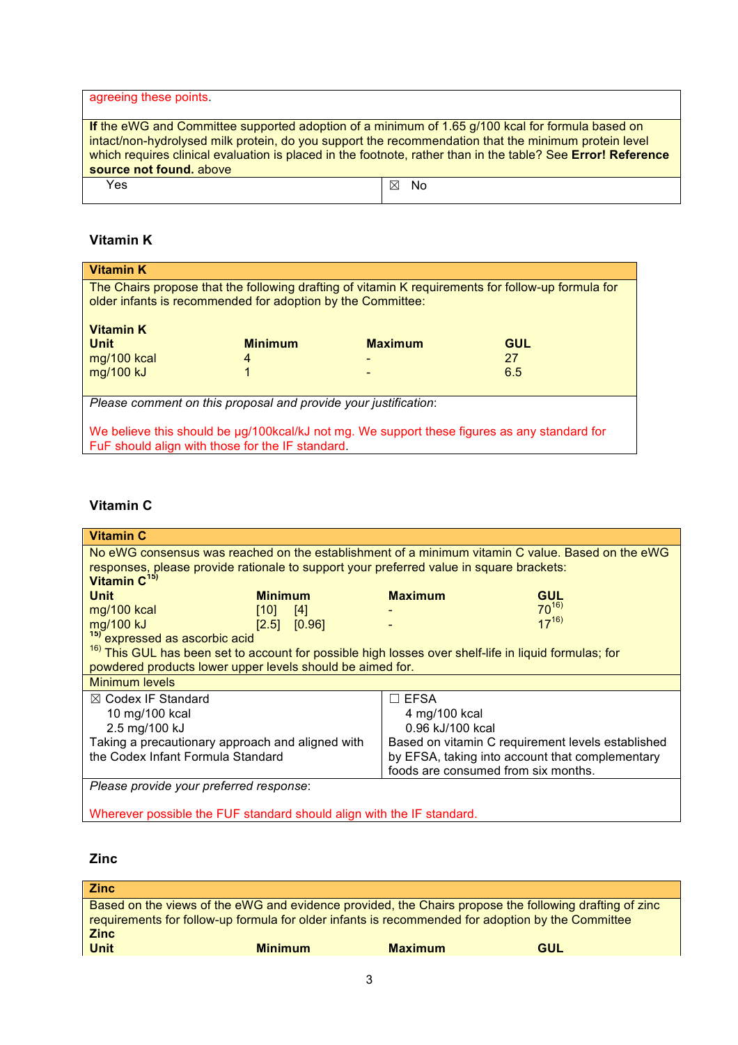| agreeing these points. | |
|---|---|
| **If** the eWG and Committee supported adoption of a minimum of 1.65 g/100 kcal for formula based on intact/non-hydrolysed milk protein, do you support the recommendation that the minimum protein level which requires clinical evaluation is placed in the footnote, rather than in the table? See **Error! Reference source not found.** above | |
| Yes | ☒ No |

### Vitamin K

**Vitamin K**

The Chairs propose that the following drafting of vitamin K requirements for follow-up formula for older infants is recommended for adoption by the Committee:

**Vitamin K**

| Unit | Minimum | Maximum | GUL |
|---|---|---|---|
| mg/100 kcal | 4 | - | 27 |
| mg/100 kJ | 1 | - | 6.5 |

*Please comment on this proposal and provide your justification*:

We believe this should be µg/100kcal/kJ not mg. We support these figures as any standard for FuF should align with those for the IF standard.

### Vitamin C

**Vitamin C**

No eWG consensus was reached on the establishment of a minimum vitamin C value. Based on the eWG responses, please provide rationale to support your preferred value in square brackets:

**Vitamin C**[15)]

| Unit | Minimum | Maximum | GUL |
|---|---|---|---|
| mg/100 kcal | [10] [4] | - | 70[16)] |
| mg/100 kJ | [2.5] [0.96] | - | 17[16)] |

[15)] expressed as ascorbic acid

[16)] This GUL has been set to account for possible high losses over shelf-life in liquid formulas; for powdered products lower upper levels should be aimed for.

| Minimum levels | |
|---|---|
| ☒ Codex IF Standard<br>10 mg/100 kcal<br>2.5 mg/100 kJ<br>Taking a precautionary approach and aligned with the Codex Infant Formula Standard | ☐ EFSA<br>4 mg/100 kcal<br>0.96 kJ/100 kcal<br>Based on vitamin C requirement levels established by EFSA, taking into account that complementary foods are consumed from six months. |

*Please provide your preferred response*:

Wherever possible the FUF standard should align with the IF standard.

### Zinc

**Zinc**

Based on the views of the eWG and evidence provided, the Chairs propose the following drafting of zinc requirements for follow-up formula for older infants is recommended for adoption by the Committee

**Zinc**

| Unit | Minimum | Maximum | GUL |
|---|---|---|---|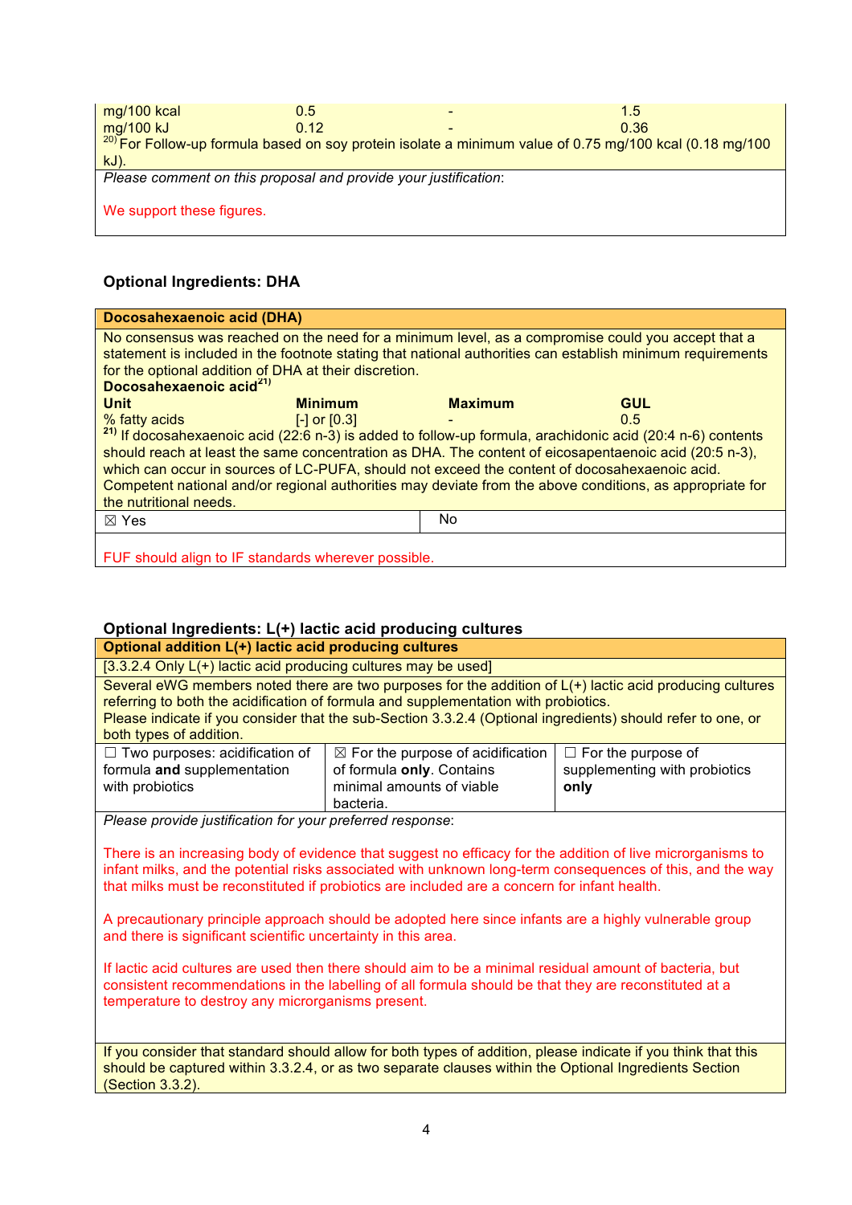| | | | |
|---|---|---|---|
| mg/100 kcal | 0.5 | - | 1.5 |
| mg/100 kJ | 0.12 | - | 0.36 |

[20] For Follow-up formula based on soy protein isolate a minimum value of 0.75 mg/100 kcal (0.18 mg/100 kJ).

*Please comment on this proposal and provide your justification*:

We support these figures.

### Optional Ingredients: DHA

**Docosahexaenoic acid (DHA)**

No consensus was reached on the need for a minimum level, as a compromise could you accept that a statement is included in the footnote stating that national authorities can establish minimum requirements for the optional addition of DHA at their discretion.

**Docosahexaenoic acid**[21)]

| Unit | Minimum | Maximum | GUL |
|---|---|---|---|
| % fatty acids | [-] or [0.3] | - | 0.5 |

[21)] If docosahexaenoic acid (22:6 n-3) is added to follow-up formula, arachidonic acid (20:4 n-6) contents should reach at least the same concentration as DHA. The content of eicosapentaenoic acid (20:5 n-3), which can occur in sources of LC-PUFA, should not exceed the content of docosahexaenoic acid. Competent national and/or regional authorities may deviate from the above conditions, as appropriate for the nutritional needs.

| ☒ Yes | No |
|---|---|

FUF should align to IF standards wherever possible.

### Optional Ingredients: L(+) lactic acid producing cultures

**Optional addition L(+) lactic acid producing cultures**

[3.3.2.4 Only L(+) lactic acid producing cultures may be used]

Several eWG members noted there are two purposes for the addition of L(+) lactic acid producing cultures referring to both the acidification of formula and supplementation with probiotics.
Please indicate if you consider that the sub-Section 3.3.2.4 (Optional ingredients) should refer to one, or both types of addition.

| ☐ Two purposes: acidification of formula **and** supplementation with probiotics | ☒ For the purpose of acidification of formula **only**. Contains minimal amounts of viable bacteria. | ☐ For the purpose of supplementing with probiotics **only** |
|---|---|---|

*Please provide justification for your preferred response*:

There is an increasing body of evidence that suggest no efficacy for the addition of live microrganisms to infant milks, and the potential risks associated with unknown long-term consequences of this, and the way that milks must be reconstituted if probiotics are included are a concern for infant health.

A precautionary principle approach should be adopted here since infants are a highly vulnerable group and there is significant scientific uncertainty in this area.

If lactic acid cultures are used then there should aim to be a minimal residual amount of bacteria, but consistent recommendations in the labelling of all formula should be that they are reconstituted at a temperature to destroy any microrganisms present.

If you consider that standard should allow for both types of addition, please indicate if you think that this should be captured within 3.3.2.4, or as two separate clauses within the Optional Ingredients Section (Section 3.3.2).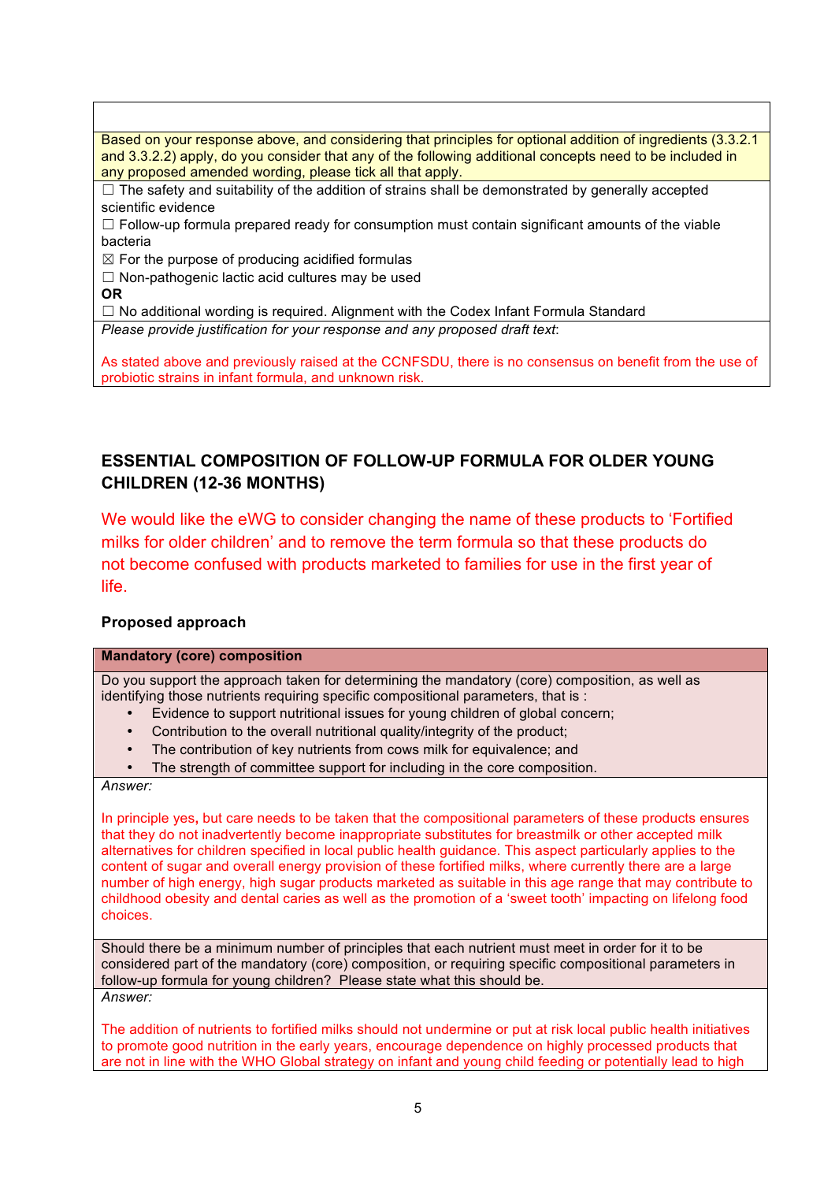| Based on your response above, and considering that principles for optional addition of ingredients (3.3.2.1 and 3.3.2.2) apply, do you consider that any of the following additional concepts need to be included in any proposed amended wording, please tick all that apply. |
|---|
| ☐ The safety and suitability of the addition of strains shall be demonstrated by generally accepted scientific evidence<br>☐ Follow-up formula prepared ready for consumption must contain significant amounts of the viable bacteria<br>☒ For the purpose of producing acidified formulas<br>☐ Non-pathogenic lactic acid cultures may be used<br>**OR**<br>☐ No additional wording is required. Alignment with the Codex Infant Formula Standard |
| *Please provide justification for your response and any proposed draft text*:<br><br>As stated above and previously raised at the CCNFSDU, there is no consensus on benefit from the use of probiotic strains in infant formula, and unknown risk. |

## ESSENTIAL COMPOSITION OF FOLLOW-UP FORMULA FOR OLDER YOUNG CHILDREN (12-36 MONTHS)

We would like the eWG to consider changing the name of these products to 'Fortified milks for older children' and to remove the term formula so that these products do not become confused with products marketed to families for use in the first year of life.

**Proposed approach**

| **Mandatory (core) composition** |
|---|
| Do you support the approach taken for determining the mandatory (core) composition, as well as identifying those nutrients requiring specific compositional parameters, that is :<br>• Evidence to support nutritional issues for young children of global concern;<br>• Contribution to the overall nutritional quality/integrity of the product;<br>• The contribution of key nutrients from cows milk for equivalence; and<br>• The strength of committee support for including in the core composition. |
| *Answer:*<br><br>In principle yes, but care needs to be taken that the compositional parameters of these products ensures that they do not inadvertently become inappropriate substitutes for breastmilk or other accepted milk alternatives for children specified in local public health guidance. This aspect particularly applies to the content of sugar and overall energy provision of these fortified milks, where currently there are a large number of high energy, high sugar products marketed as suitable in this age range that may contribute to childhood obesity and dental caries as well as the promotion of a 'sweet tooth' impacting on lifelong food choices. |
| Should there be a minimum number of principles that each nutrient must meet in order for it to be considered part of the mandatory (core) composition, or requiring specific compositional parameters in follow-up formula for young children? Please state what this should be. |
| *Answer:*<br><br>The addition of nutrients to fortified milks should not undermine or put at risk local public health initiatives to promote good nutrition in the early years, encourage dependence on highly processed products that are not in line with the WHO Global strategy on infant and young child feeding or potentially lead to high |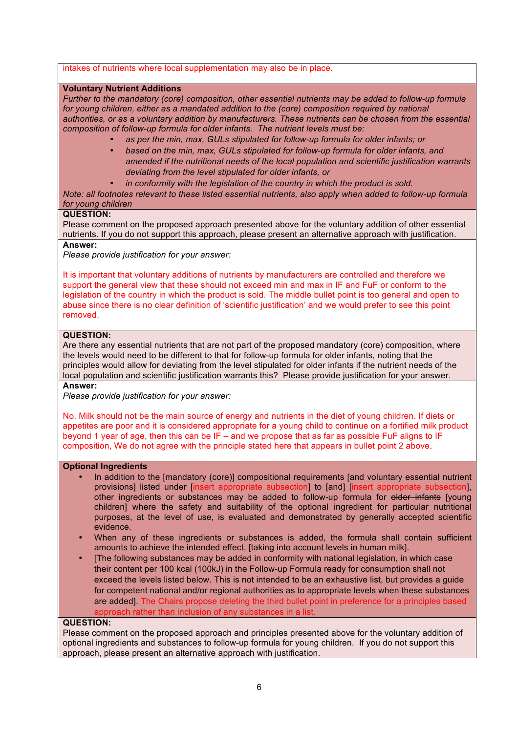intakes of nutrients where local supplementation may also be in place.

**Voluntary Nutrient Additions**

*Further to the mandatory (core) composition, other essential nutrients may be added to follow-up formula for young children, either as a mandated addition to the (core) composition required by national authorities, or as a voluntary addition by manufacturers. These nutrients can be chosen from the essential composition of follow-up formula for older infants. The nutrient levels must be:*

- *as per the min, max, GULs stipulated for follow-up formula for older infants; or*
- *based on the min, max, GULs stipulated for follow-up formula for older infants, and amended if the nutritional needs of the local population and scientific justification warrants deviating from the level stipulated for older infants, or*
- *in conformity with the legislation of the country in which the product is sold.*

*Note: all footnotes relevant to these listed essential nutrients, also apply when added to follow-up formula for young children*

**QUESTION:**

Please comment on the proposed approach presented above for the voluntary addition of other essential nutrients. If you do not support this approach, please present an alternative approach with justification.

**Answer:**

*Please provide justification for your answer:*

It is important that voluntary additions of nutrients by manufacturers are controlled and therefore we support the general view that these should not exceed min and max in IF and FuF or conform to the legislation of the country in which the product is sold. The middle bullet point is too general and open to abuse since there is no clear definition of 'scientific justification' and we would prefer to see this point removed.

**QUESTION:**

Are there any essential nutrients that are not part of the proposed mandatory (core) composition, where the levels would need to be different to that for follow-up formula for older infants, noting that the principles would allow for deviating from the level stipulated for older infants if the nutrient needs of the local population and scientific justification warrants this? Please provide justification for your answer.

**Answer:**

*Please provide justification for your answer:*

No. Milk should not be the main source of energy and nutrients in the diet of young children. If diets or appetites are poor and it is considered appropriate for a young child to continue on a fortified milk product beyond 1 year of age, then this can be IF – and we propose that as far as possible FuF aligns to IF composition, We do not agree with the principle stated here that appears in bullet point 2 above.

**Optional Ingredients**

- In addition to the [mandatory (core)] compositional requirements [and voluntary essential nutrient provisions] listed under [insert appropriate subsection] ~~to~~ [and] [insert appropriate subsection], other ingredients or substances may be added to follow-up formula for ~~older infants~~ [young children] where the safety and suitability of the optional ingredient for particular nutritional purposes, at the level of use, is evaluated and demonstrated by generally accepted scientific evidence.
- When any of these ingredients or substances is added, the formula shall contain sufficient amounts to achieve the intended effect, [taking into account levels in human milk].
- [The following substances may be added in conformity with national legislation, in which case their content per 100 kcal (100kJ) in the Follow-up Formula ready for consumption shall not exceed the levels listed below. This is not intended to be an exhaustive list, but provides a guide for competent national and/or regional authorities as to appropriate levels when these substances are added]. The Chairs propose deleting the third bullet point in preference for a principles based approach rather than inclusion of any substances in a list.

**QUESTION:**

Please comment on the proposed approach and principles presented above for the voluntary addition of optional ingredients and substances to follow-up formula for young children. If you do not support this approach, please present an alternative approach with justification.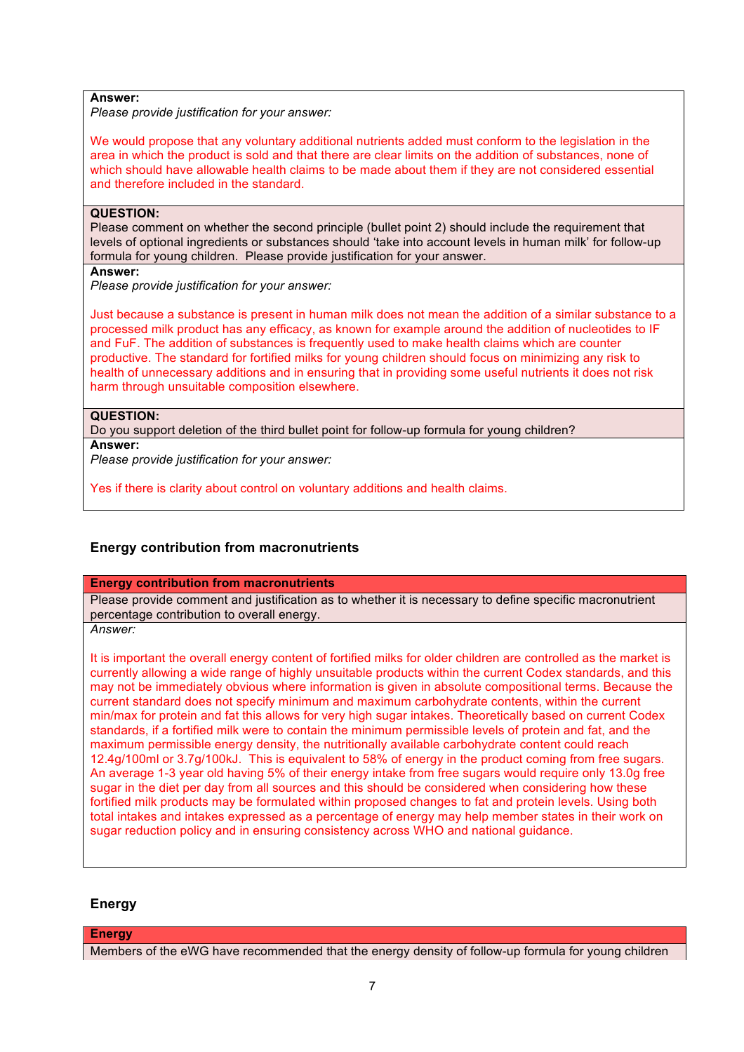**Answer:**

*Please provide justification for your answer:*

We would propose that any voluntary additional nutrients added must conform to the legislation in the area in which the product is sold and that there are clear limits on the addition of substances, none of which should have allowable health claims to be made about them if they are not considered essential and therefore included in the standard.

**QUESTION:**

Please comment on whether the second principle (bullet point 2) should include the requirement that levels of optional ingredients or substances should 'take into account levels in human milk' for follow-up formula for young children. Please provide justification for your answer.

**Answer:**

*Please provide justification for your answer:*

Just because a substance is present in human milk does not mean the addition of a similar substance to a processed milk product has any efficacy, as known for example around the addition of nucleotides to IF and FuF. The addition of substances is frequently used to make health claims which are counter productive. The standard for fortified milks for young children should focus on minimizing any risk to health of unnecessary additions and in ensuring that in providing some useful nutrients it does not risk harm through unsuitable composition elsewhere.

**QUESTION:**

Do you support deletion of the third bullet point for follow-up formula for young children?

**Answer:**

*Please provide justification for your answer:*

Yes if there is clarity about control on voluntary additions and health claims.

### Energy contribution from macronutrients

**Energy contribution from macronutrients**

Please provide comment and justification as to whether it is necessary to define specific macronutrient percentage contribution to overall energy.

*Answer:*

It is important the overall energy content of fortified milks for older children are controlled as the market is currently allowing a wide range of highly unsuitable products within the current Codex standards, and this may not be immediately obvious where information is given in absolute compositional terms. Because the current standard does not specify minimum and maximum carbohydrate contents, within the current min/max for protein and fat this allows for very high sugar intakes. Theoretically based on current Codex standards, if a fortified milk were to contain the minimum permissible levels of protein and fat, and the maximum permissible energy density, the nutritionally available carbohydrate content could reach 12.4g/100ml or 3.7g/100kJ. This is equivalent to 58% of energy in the product coming from free sugars. An average 1-3 year old having 5% of their energy intake from free sugars would require only 13.0g free sugar in the diet per day from all sources and this should be considered when considering how these fortified milk products may be formulated within proposed changes to fat and protein levels. Using both total intakes and intakes expressed as a percentage of energy may help member states in their work on sugar reduction policy and in ensuring consistency across WHO and national guidance.

### Energy

**Energy**

Members of the eWG have recommended that the energy density of follow-up formula for young children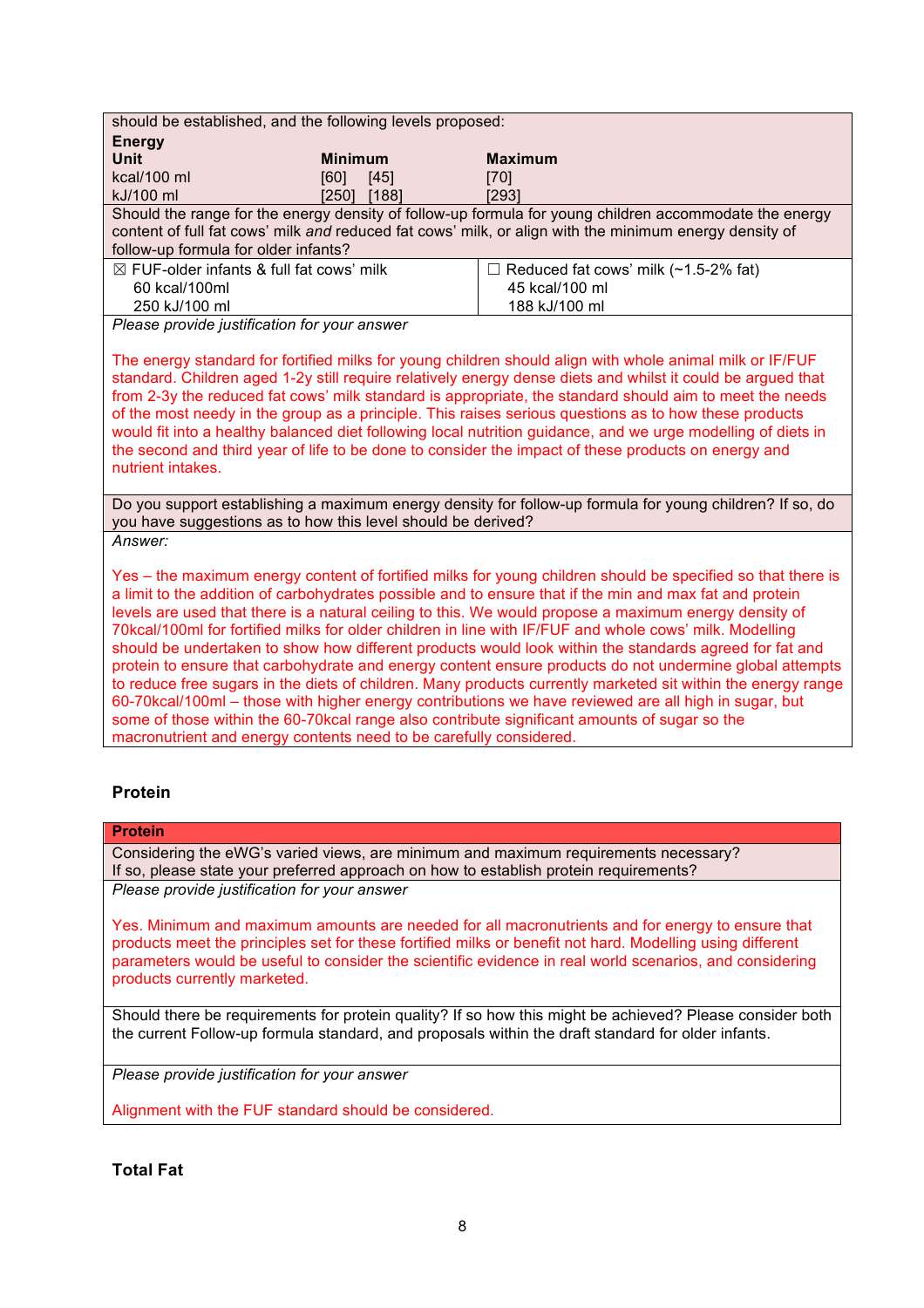should be established, and the following levels proposed:

**Energy**

| Unit | Minimum | Maximum |
| --- | --- | --- |
| kcal/100 ml | [60] [45] | [70] |
| kJ/100 ml | [250] [188] | [293] |

Should the range for the energy density of follow-up formula for young children accommodate the energy content of full fat cows' milk *and* reduced fat cows' milk, or align with the minimum energy density of follow-up formula for older infants?

| ☒ FUF-older infants & full fat cows' milk | ☐ Reduced fat cows' milk (~1.5-2% fat) |
| --- | --- |
| 60 kcal/100ml | 45 kcal/100 ml |
| 250 kJ/100 ml | 188 kJ/100 ml |

*Please provide justification for your answer*

The energy standard for fortified milks for young children should align with whole animal milk or IF/FUF standard. Children aged 1-2y still require relatively energy dense diets and whilst it could be argued that from 2-3y the reduced fat cows' milk standard is appropriate, the standard should aim to meet the needs of the most needy in the group as a principle. This raises serious questions as to how these products would fit into a healthy balanced diet following local nutrition guidance, and we urge modelling of diets in the second and third year of life to be done to consider the impact of these products on energy and nutrient intakes.

Do you support establishing a maximum energy density for follow-up formula for young children? If so, do you have suggestions as to how this level should be derived?

*Answer:*

Yes – the maximum energy content of fortified milks for young children should be specified so that there is a limit to the addition of carbohydrates possible and to ensure that if the min and max fat and protein levels are used that there is a natural ceiling to this. We would propose a maximum energy density of 70kcal/100ml for fortified milks for older children in line with IF/FUF and whole cows' milk. Modelling should be undertaken to show how different products would look within the standards agreed for fat and protein to ensure that carbohydrate and energy content ensure products do not undermine global attempts to reduce free sugars in the diets of children. Many products currently marketed sit within the energy range 60-70kcal/100ml – those with higher energy contributions we have reviewed are all high in sugar, but some of those within the 60-70kcal range also contribute significant amounts of sugar so the macronutrient and energy contents need to be carefully considered.

## Protein

**Protein**

Considering the eWG's varied views, are minimum and maximum requirements necessary?
If so, please state your preferred approach on how to establish protein requirements?

*Please provide justification for your answer*

Yes. Minimum and maximum amounts are needed for all macronutrients and for energy to ensure that products meet the principles set for these fortified milks or benefit not hard. Modelling using different parameters would be useful to consider the scientific evidence in real world scenarios, and considering products currently marketed.

Should there be requirements for protein quality? If so how this might be achieved? Please consider both the current Follow-up formula standard, and proposals within the draft standard for older infants.

*Please provide justification for your answer*

Alignment with the FUF standard should be considered.

## Total Fat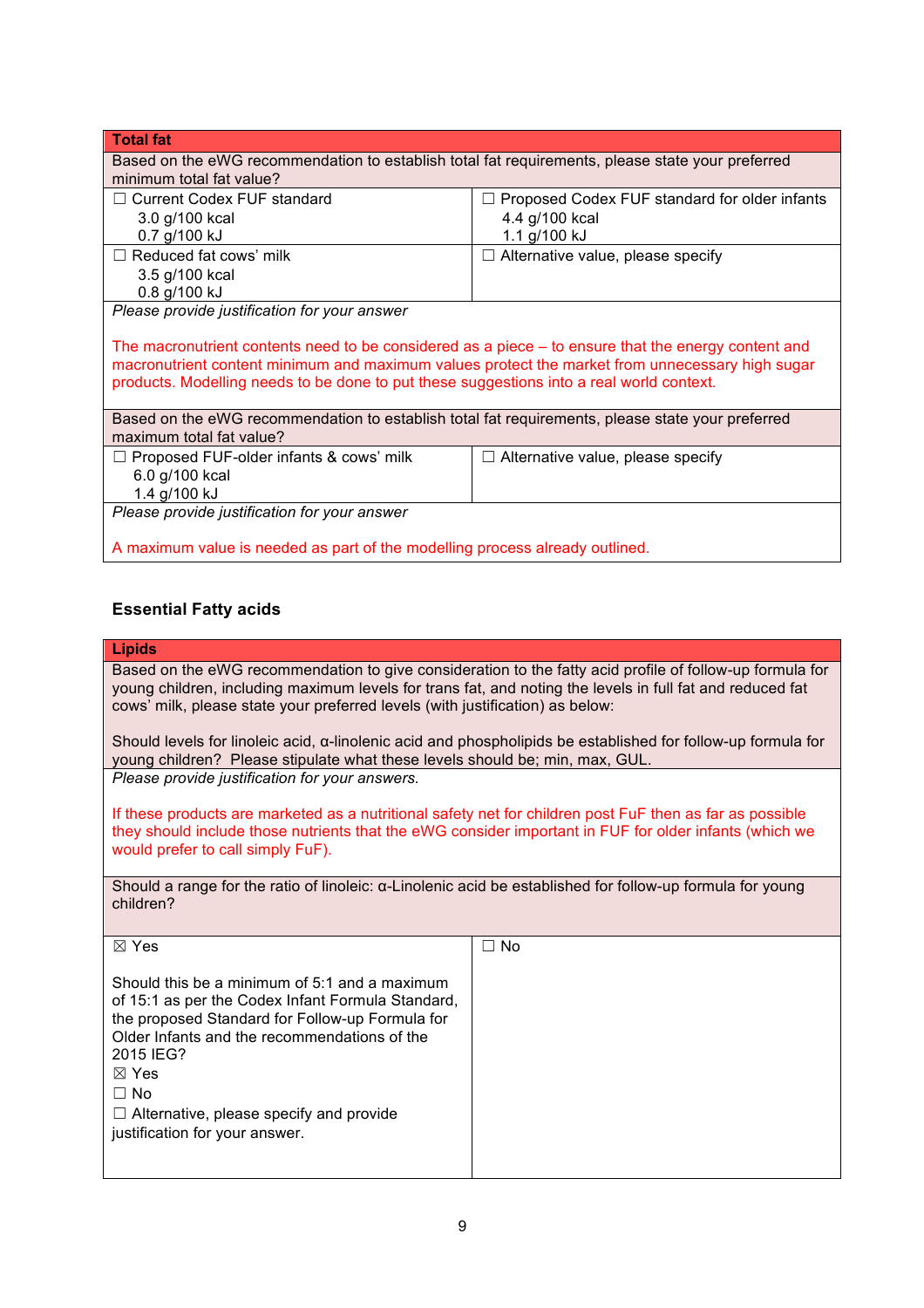| Total fat | |
|---|---|
| Based on the eWG recommendation to establish total fat requirements, please state your preferred minimum total fat value? | |
| ☐ Current Codex FUF standard<br>3.0 g/100 kcal<br>0.7 g/100 kJ | ☐ Proposed Codex FUF standard for older infants<br>4.4 g/100 kcal<br>1.1 g/100 kJ |
| ☐ Reduced fat cows' milk<br>3.5 g/100 kcal<br>0.8 g/100 kJ | ☐ Alternative value, please specify |
| *Please provide justification for your answer*<br><br>The macronutrient contents need to be considered as a piece – to ensure that the energy content and macronutrient content minimum and maximum values protect the market from unnecessary high sugar products. Modelling needs to be done to put these suggestions into a real world context. | |
| Based on the eWG recommendation to establish total fat requirements, please state your preferred maximum total fat value? | |
| ☐ Proposed FUF-older infants & cows' milk<br>6.0 g/100 kcal<br>1.4 g/100 kJ | ☐ Alternative value, please specify |
| *Please provide justification for your answer*<br><br>A maximum value is needed as part of the modelling process already outlined. | |

### Essential Fatty acids

| Lipids | |
|---|---|
| Based on the eWG recommendation to give consideration to the fatty acid profile of follow-up formula for young children, including maximum levels for trans fat, and noting the levels in full fat and reduced fat cows' milk, please state your preferred levels (with justification) as below:<br><br>Should levels for linoleic acid, α-linolenic acid and phospholipids be established for follow-up formula for young children? Please stipulate what these levels should be; min, max, GUL. | |
| *Please provide justification for your answers.*<br><br>If these products are marketed as a nutritional safety net for children post FuF then as far as possible they should include those nutrients that the eWG consider important in FUF for older infants (which we would prefer to call simply FuF). | |
| Should a range for the ratio of linoleic: α-Linolenic acid be established for follow-up formula for young children? | |
| ☒ Yes<br><br>Should this be a minimum of 5:1 and a maximum of 15:1 as per the Codex Infant Formula Standard, the proposed Standard for Follow-up Formula for Older Infants and the recommendations of the 2015 IEG?<br>☒ Yes<br>☐ No<br>☐ Alternative, please specify and provide justification for your answer. | ☐ No |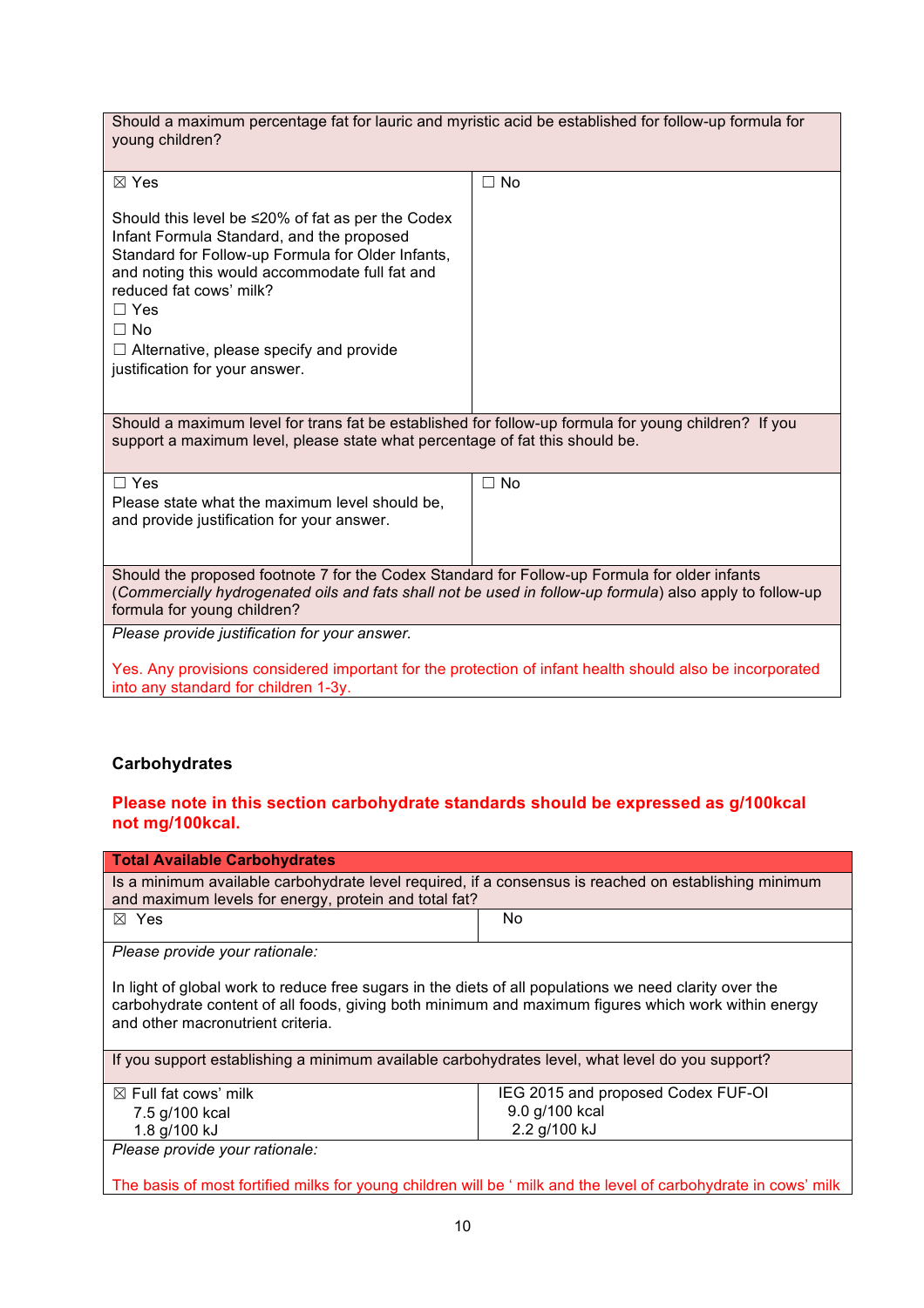| Should a maximum percentage fat for lauric and myristic acid be established for follow-up formula for young children? | |
|---|---|
| ☒ Yes<br><br>Should this level be ≤20% of fat as per the Codex Infant Formula Standard, and the proposed Standard for Follow-up Formula for Older Infants, and noting this would accommodate full fat and reduced fat cows' milk?<br>☐ Yes<br>☐ No<br>☐ Alternative, please specify and provide justification for your answer. | ☐ No |
| **Should a maximum level for trans fat be established for follow-up formula for young children? If you support a maximum level, please state what percentage of fat this should be.** | |
| ☐ Yes<br>Please state what the maximum level should be, and provide justification for your answer. | ☐ No |
| **Should the proposed footnote 7 for the Codex Standard for Follow-up Formula for older infants (*Commercially hydrogenated oils and fats shall not be used in follow-up formula*) also apply to follow-up formula for young children?** | |
| *Please provide justification for your answer.*<br><br>Yes. Any provisions considered important for the protection of infant health should also be incorporated into any standard for children 1-3y. | |

### Carbohydrates

**Please note in this section carbohydrate standards should be expressed as g/100kcal not mg/100kcal.**

| **Total Available Carbohydrates** | |
|---|---|
| Is a minimum available carbohydrate level required, if a consensus is reached on establishing minimum and maximum levels for energy, protein and total fat? | |
| ☒ Yes | No |
| *Please provide your rationale:*<br><br>In light of global work to reduce free sugars in the diets of all populations we need clarity over the carbohydrate content of all foods, giving both minimum and maximum figures which work within energy and other macronutrient criteria. | |
| If you support establishing a minimum available carbohydrates level, what level do you support? | |
| ☒ Full fat cows' milk<br>7.5 g/100 kcal<br>1.8 g/100 kJ | IEG 2015 and proposed Codex FUF-OI<br>9.0 g/100 kcal<br>2.2 g/100 kJ |
| *Please provide your rationale:*<br><br>The basis of most fortified milks for young children will be ' milk and the level of carbohydrate in cows' milk | |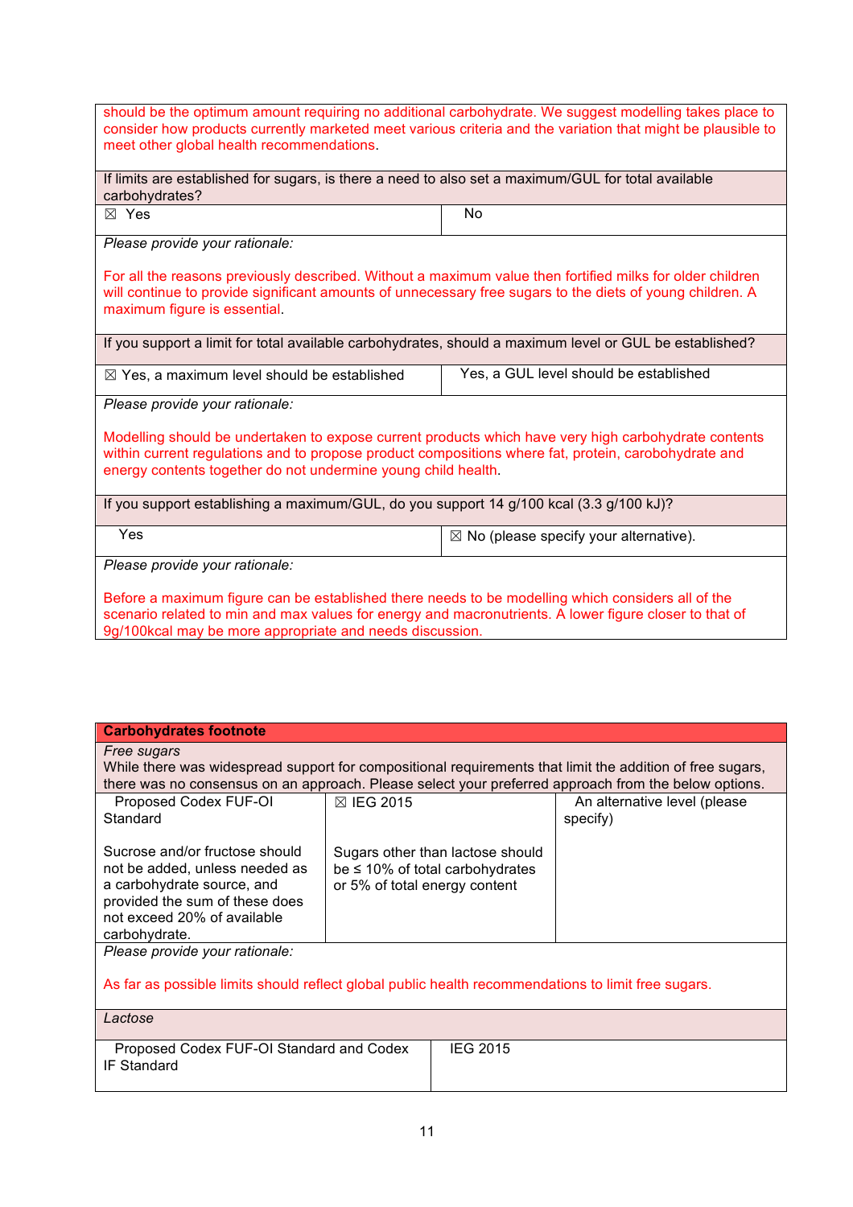should be the optimum amount requiring no additional carbohydrate. We suggest modelling takes place to consider how products currently marketed meet various criteria and the variation that might be plausible to meet other global health recommendations.

| If limits are established for sugars, is there a need to also set a maximum/GUL for total available carbohydrates? | |
|---|---|
| ☒ Yes | No |

*Please provide your rationale:*

For all the reasons previously described. Without a maximum value then fortified milks for older children will continue to provide significant amounts of unnecessary free sugars to the diets of young children. A maximum figure is essential.

| If you support a limit for total available carbohydrates, should a maximum level or GUL be established? | |
|---|---|
| ☒ Yes, a maximum level should be established | Yes, a GUL level should be established |

*Please provide your rationale:*

Modelling should be undertaken to expose current products which have very high carbohydrate contents within current regulations and to propose product compositions where fat, protein, carobohydrate and energy contents together do not undermine young child health.

| If you support establishing a maximum/GUL, do you support 14 g/100 kcal (3.3 g/100 kJ)? | |
|---|---|
| Yes | ☒ No (please specify your alternative). |

*Please provide your rationale:*

Before a maximum figure can be established there needs to be modelling which considers all of the scenario related to min and max values for energy and macronutrients. A lower figure closer to that of 9g/100kcal may be more appropriate and needs discussion.

**Carbohydrates footnote**

*Free sugars*

While there was widespread support for compositional requirements that limit the addition of free sugars, there was no consensus on an approach. Please select your preferred approach from the below options.

| Proposed Codex FUF-OI Standard | ☒ IEG 2015 | An alternative level (please specify) |
|---|---|---|
| Sucrose and/or fructose should not be added, unless needed as a carbohydrate source, and provided the sum of these does not exceed 20% of available carbohydrate. | Sugars other than lactose should be ≤ 10% of total carbohydrates or 5% of total energy content | |

*Please provide your rationale:*

As far as possible limits should reflect global public health recommendations to limit free sugars.

*Lactose*

| Proposed Codex FUF-OI Standard and Codex IF Standard | IEG 2015 |
|---|---|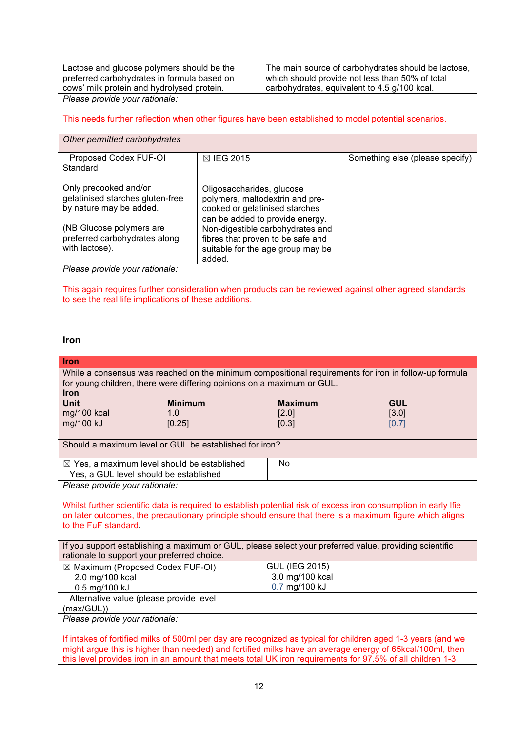| Lactose and glucose polymers should be the preferred carbohydrates in formula based on cows' milk protein and hydrolysed protein. | The main source of carbohydrates should be lactose, which should provide not less than 50% of total carbohydrates, equivalent to 4.5 g/100 kcal. |
|---|---|

*Please provide your rationale:*

This needs further reflection when other figures have been established to model potential scenarios.

*Other permitted carbohydrates*

| Proposed Codex FUF-OI Standard | ☒ IEG 2015 | Something else (please specify) |
|---|---|---|
| Only precooked and/or gelatinised starches gluten-free by nature may be added.<br><br>(NB Glucose polymers are preferred carbohydrates along with lactose). | Oligosaccharides, glucose polymers, maltodextrin and pre-cooked or gelatinised starches can be added to provide energy. Non-digestible carbohydrates and fibres that proven to be safe and suitable for the age group may be added. | |

*Please provide your rationale:*

This again requires further consideration when products can be reviewed against other agreed standards to see the real life implications of these additions.

## Iron

**Iron**

While a consensus was reached on the minimum compositional requirements for iron in follow-up formula for young children, there were differing opinions on a maximum or GUL.

**Iron**

| Unit | Minimum | Maximum | GUL |
|---|---|---|---|
| mg/100 kcal | 1.0 | [2.0] | [3.0] |
| mg/100 kJ | [0.25] | [0.3] | [0.7] |

Should a maximum level or GUL be established for iron?

| ☒ Yes, a maximum level should be established<br>Yes, a GUL level should be established | No |
|---|---|

*Please provide your rationale:*

Whilst further scientific data is required to establish potential risk of excess iron consumption in early lfie on later outcomes, the precautionary principle should ensure that there is a maximum figure which aligns to the FuF standard.

If you support establishing a maximum or GUL, please select your preferred value, providing scientific rationale to support your preferred choice.

| ☒ Maximum (Proposed Codex FUF-OI)<br>2.0 mg/100 kcal<br>0.5 mg/100 kJ | GUL (IEG 2015)<br>3.0 mg/100 kcal<br>0.7 mg/100 kJ |
|---|---|
| Alternative value (please provide level (max/GUL)) | |

*Please provide your rationale:*

If intakes of fortified milks of 500ml per day are recognized as typical for children aged 1-3 years (and we might argue this is higher than needed) and fortified milks have an average energy of 65kcal/100ml, then this level provides iron in an amount that meets total UK iron requirements for 97.5% of all children 1-3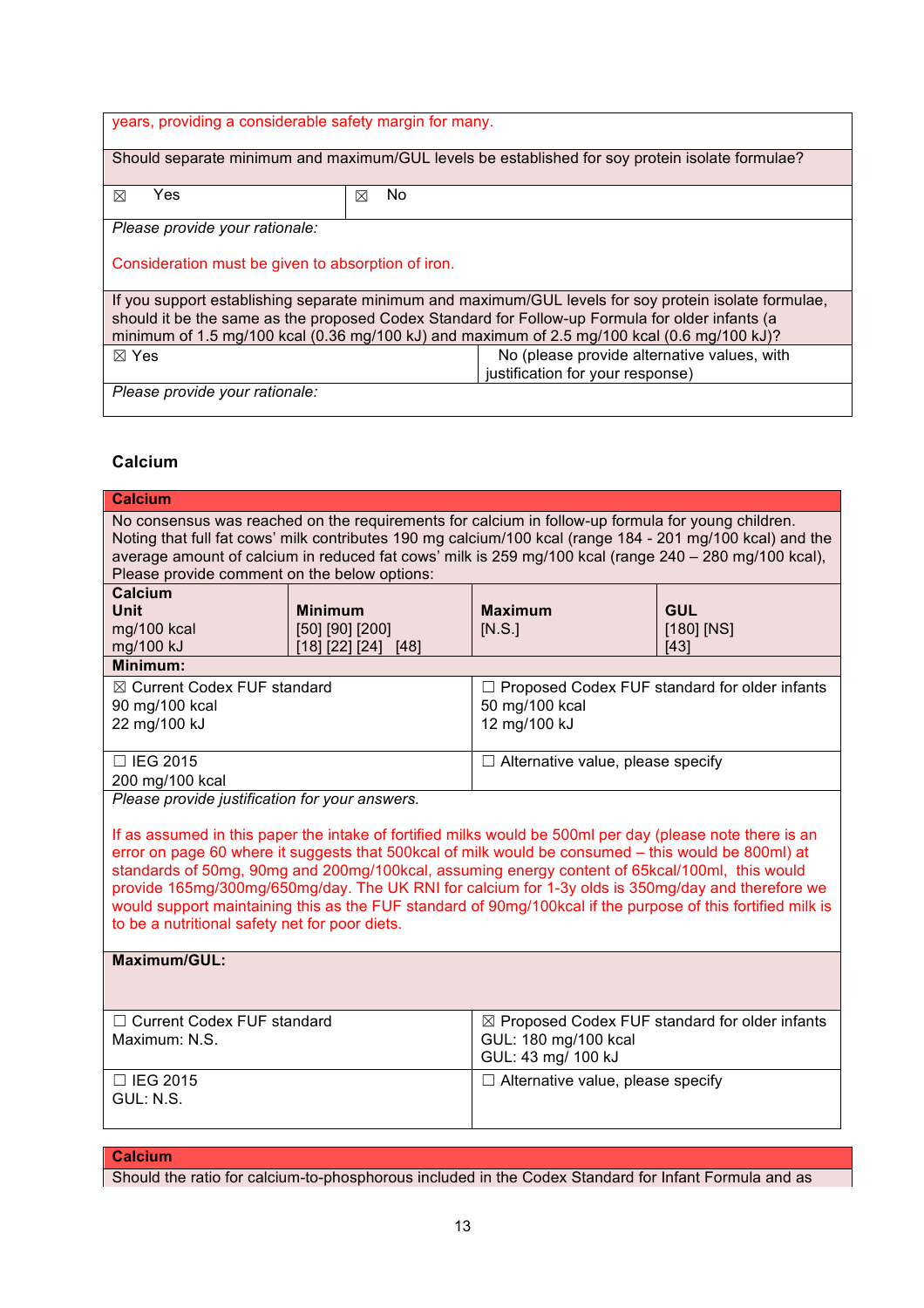| years, providing a considerable safety margin for many. | |
|---|---|
| Should separate minimum and maximum/GUL levels be established for soy protein isolate formulae? | |
| ☒ Yes | ☒ No |
| *Please provide your rationale:*<br><br>Consideration must be given to absorption of iron. | |
| If you support establishing separate minimum and maximum/GUL levels for soy protein isolate formulae, should it be the same as the proposed Codex Standard for Follow-up Formula for older infants (a minimum of 1.5 mg/100 kcal (0.36 mg/100 kJ) and maximum of 2.5 mg/100 kcal (0.6 mg/100 kJ)? | |
| ☒ Yes | No (please provide alternative values, with justification for your response) |
| *Please provide your rationale:* | |

**Calcium**

| **Calcium** | | | |
|---|---|---|---|
| No consensus was reached on the requirements for calcium in follow-up formula for young children. Noting that full fat cows' milk contributes 190 mg calcium/100 kcal (range 184 - 201 mg/100 kcal) and the average amount of calcium in reduced fat cows' milk is 259 mg/100 kcal (range 240 – 280 mg/100 kcal), Please provide comment on the below options: | | | |
| **Calcium**<br>**Unit**<br>mg/100 kcal<br>mg/100 kJ | **Minimum**<br>[50] [90] [200]<br>[18] [22] [24] [48] | **Maximum**<br>[N.S.] | **GUL**<br>[180] [NS]<br>[43] |
| **Minimum:** | | | |
| ☒ Current Codex FUF standard<br>90 mg/100 kcal<br>22 mg/100 kJ | | ☐ Proposed Codex FUF standard for older infants<br>50 mg/100 kcal<br>12 mg/100 kJ | |
| ☐ IEG 2015<br>200 mg/100 kcal | | ☐ Alternative value, please specify | |
| *Please provide justification for your answers.*<br><br>If as assumed in this paper the intake of fortified milks would be 500ml per day (please note there is an error on page 60 where it suggests that 500kcal of milk would be consumed – this would be 800ml) at standards of 50mg, 90mg and 200mg/100kcal, assuming energy content of 65kcal/100ml, this would provide 165mg/300mg/650mg/day. The UK RNI for calcium for 1-3y olds is 350mg/day and therefore we would support maintaining this as the FUF standard of 90mg/100kcal if the purpose of this fortified milk is to be a nutritional safety net for poor diets. | | | |
| **Maximum/GUL:** | | | |
| ☐ Current Codex FUF standard<br>Maximum: N.S. | | ☒ Proposed Codex FUF standard for older infants<br>GUL: 180 mg/100 kcal<br>GUL: 43 mg/ 100 kJ | |
| ☐ IEG 2015<br>GUL: N.S. | | ☐ Alternative value, please specify | |

| **Calcium** |
|---|
| Should the ratio for calcium-to-phosphorous included in the Codex Standard for Infant Formula and as |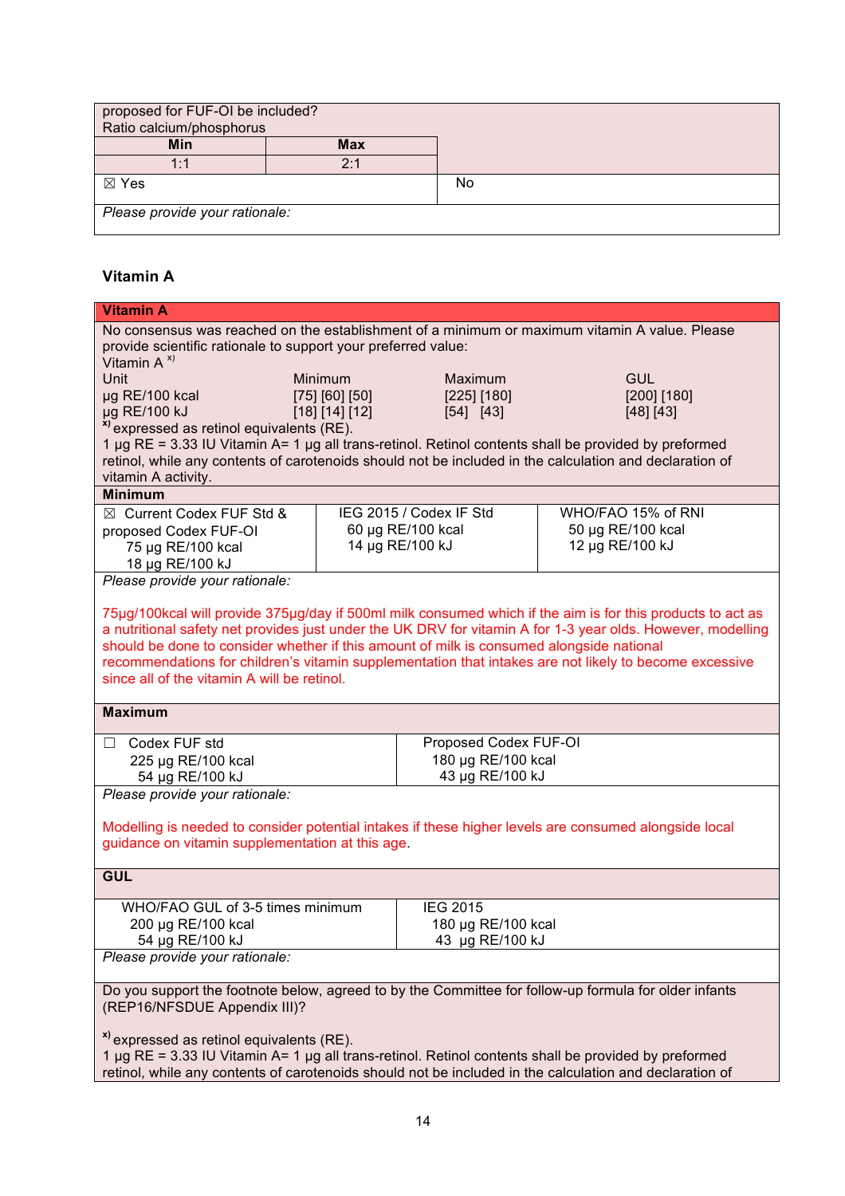| proposed for FUF-OI be included? Ratio calcium/phosphorus | |
|---|---|
| **Min** | **Max** |
| 1:1 | 2:1 |
| ☒ Yes | No |

*Please provide your rationale:*

### Vitamin A

**Vitamin A**

No consensus was reached on the establishment of a minimum or maximum vitamin A value. Please provide scientific rationale to support your preferred value:

Vitamin A [x)]

| Unit | Minimum | Maximum | GUL |
|---|---|---|---|
| µg RE/100 kcal | [75] [60] [50] | [225] [180] | [200] [180] |
| µg RE/100 kJ | [18] [14] [12] | [54] [43] | [48] [43] |

[x)] expressed as retinol equivalents (RE).
1 µg RE = 3.33 IU Vitamin A= 1 µg all trans-retinol. Retinol contents shall be provided by preformed retinol, while any contents of carotenoids should not be included in the calculation and declaration of vitamin A activity.

**Minimum**

| ☒ Current Codex FUF Std & proposed Codex FUF-OI | IEG 2015 / Codex IF Std | WHO/FAO 15% of RNI |
|---|---|---|
| 75 µg RE/100 kcal<br>18 µg RE/100 kJ | 60 µg RE/100 kcal<br>14 µg RE/100 kJ | 50 µg RE/100 kcal<br>12 µg RE/100 kJ |

*Please provide your rationale:*

75µg/100kcal will provide 375µg/day if 500ml milk consumed which if the aim is for this products to act as a nutritional safety net provides just under the UK DRV for vitamin A for 1-3 year olds. However, modelling should be done to consider whether if this amount of milk is consumed alongside national recommendations for children's vitamin supplementation that intakes are not likely to become excessive since all of the vitamin A will be retinol.

**Maximum**

| ☐ Codex FUF std | Proposed Codex FUF-OI |
|---|---|
| 225 µg RE/100 kcal<br>54 µg RE/100 kJ | 180 µg RE/100 kcal<br>43 µg RE/100 kJ |

*Please provide your rationale:*

Modelling is needed to consider potential intakes if these higher levels are consumed alongside local guidance on vitamin supplementation at this age.

**GUL**

| WHO/FAO GUL of 3-5 times minimum | IEG 2015 |
|---|---|
| 200 µg RE/100 kcal<br>54 µg RE/100 kJ | 180 µg RE/100 kcal<br>43 µg RE/100 kJ |

*Please provide your rationale:*

Do you support the footnote below, agreed to by the Committee for follow-up formula for older infants (REP16/NFSDUE Appendix III)?

[x)] expressed as retinol equivalents (RE).
1 µg RE = 3.33 IU Vitamin A= 1 µg all trans-retinol. Retinol contents shall be provided by preformed retinol, while any contents of carotenoids should not be included in the calculation and declaration of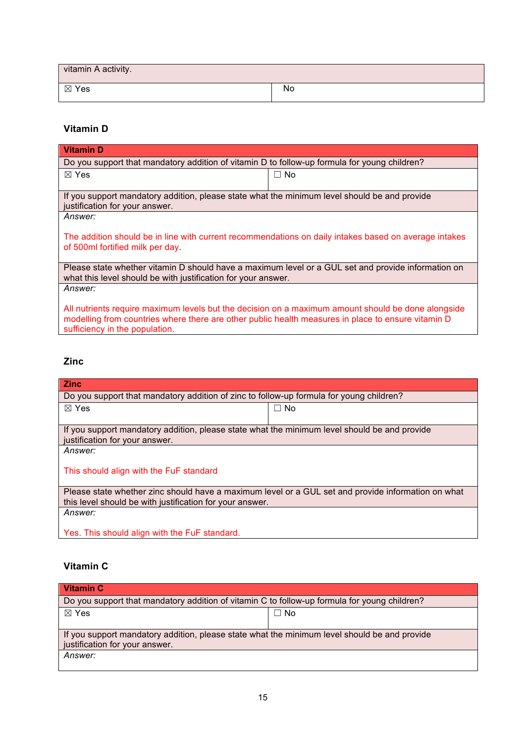| vitamin A activity. | |
|---|---|
| ☒ Yes | No |

### Vitamin D

| Vitamin D | |
|---|---|
| Do you support that mandatory addition of vitamin D to follow-up formula for young children? | |
| ☒ Yes | ☐ No |
| If you support mandatory addition, please state what the minimum level should be and provide justification for your answer. | |
| *Answer:* The addition should be in line with current recommendations on daily intakes based on average intakes of 500ml fortified milk per day. | |
| Please state whether vitamin D should have a maximum level or a GUL set and provide information on what this level should be with justification for your answer. | |
| *Answer:* All nutrients require maximum levels but the decision on a maximum amount should be done alongside modelling from countries where there are other public health measures in place to ensure vitamin D sufficiency in the population. | |

### Zinc

| Zinc | |
|---|---|
| Do you support that mandatory addition of zinc to follow-up formula for young children? | |
| ☒ Yes | ☐ No |
| If you support mandatory addition, please state what the minimum level should be and provide justification for your answer. | |
| *Answer:* This should align with the FuF standard | |
| Please state whether zinc should have a maximum level or a GUL set and provide information on what this level should be with justification for your answer. | |
| *Answer:* Yes. This should align with the FuF standard. | |

### Vitamin C

| Vitamin C | |
|---|---|
| Do you support that mandatory addition of vitamin C to follow-up formula for young children? | |
| ☒ Yes | ☐ No |
| If you support mandatory addition, please state what the minimum level should be and provide justification for your answer. | |
| *Answer:* | |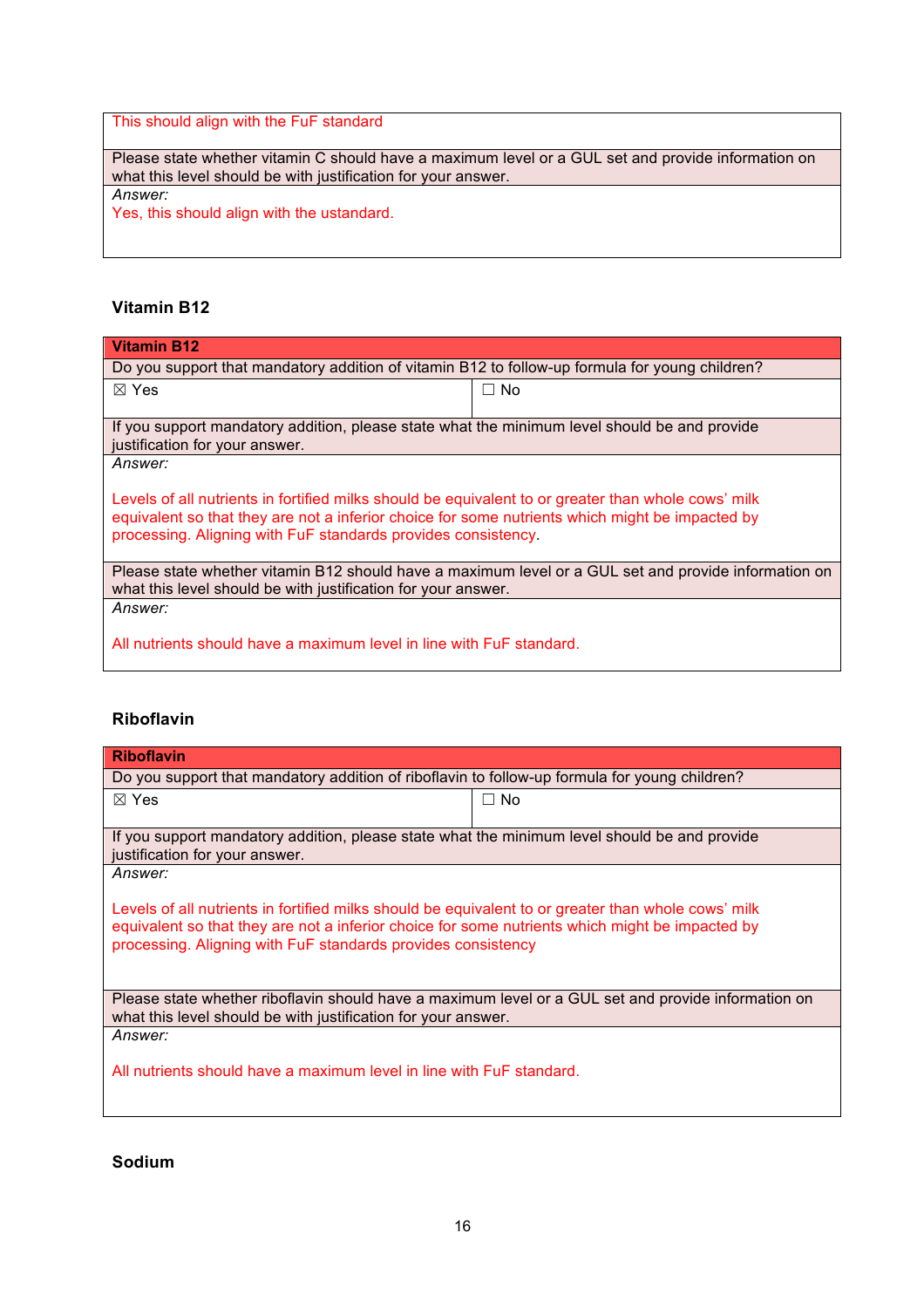| This should align with the FuF standard |
| --- |
| Please state whether vitamin C should have a maximum level or a GUL set and provide information on what this level should be with justification for your answer. |
| *Answer:*<br>Yes, this should align with the ustandard. |

### Vitamin B12

| **Vitamin B12** | |
| --- | --- |
| Do you support that mandatory addition of vitamin B12 to follow-up formula for young children? | |
| ☒ Yes | ☐ No |
| If you support mandatory addition, please state what the minimum level should be and provide justification for your answer. | |
| *Answer:*<br><br>Levels of all nutrients in fortified milks should be equivalent to or greater than whole cows' milk equivalent so that they are not a inferior choice for some nutrients which might be impacted by processing. Aligning with FuF standards provides consistency. | |
| Please state whether vitamin B12 should have a maximum level or a GUL set and provide information on what this level should be with justification for your answer. | |
| *Answer:*<br><br>All nutrients should have a maximum level in line with FuF standard. | |

### Riboflavin

| **Riboflavin** | |
| --- | --- |
| Do you support that mandatory addition of riboflavin to follow-up formula for young children? | |
| ☒ Yes | ☐ No |
| If you support mandatory addition, please state what the minimum level should be and provide justification for your answer. | |
| *Answer:*<br><br>Levels of all nutrients in fortified milks should be equivalent to or greater than whole cows' milk equivalent so that they are not a inferior choice for some nutrients which might be impacted by processing. Aligning with FuF standards provides consistency | |
| Please state whether riboflavin should have a maximum level or a GUL set and provide information on what this level should be with justification for your answer. | |
| *Answer:*<br><br>All nutrients should have a maximum level in line with FuF standard. | |

### Sodium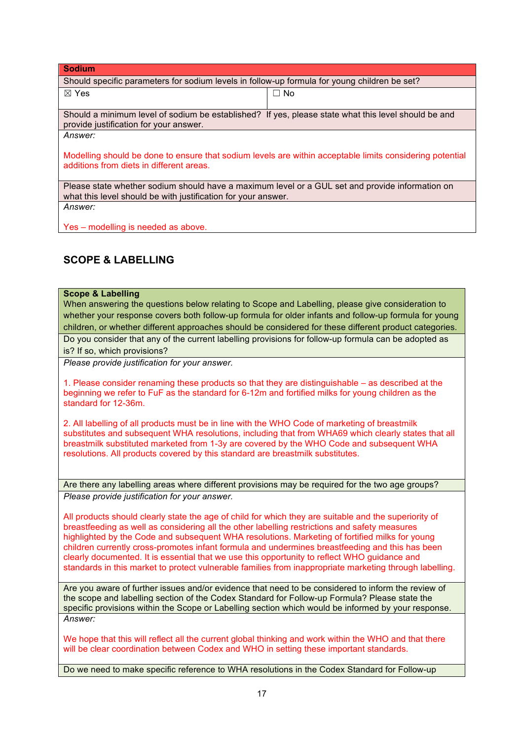| **Sodium** | |
|---|---|
| Should specific parameters for sodium levels in follow-up formula for young children be set? | |
| ☒ Yes | ☐ No |
| Should a minimum level of sodium be established? If yes, please state what this level should be and provide justification for your answer. | |
| *Answer:*<br><br>Modelling should be done to ensure that sodium levels are within acceptable limits considering potential additions from diets in different areas. | |
| Please state whether sodium should have a maximum level or a GUL set and provide information on what this level should be with justification for your answer. | |
| *Answer:*<br><br>Yes – modelling is needed as above. | |

## SCOPE & LABELLING

| **Scope & Labelling**<br>When answering the questions below relating to Scope and Labelling, please give consideration to whether your response covers both follow-up formula for older infants and follow-up formula for young children, or whether different approaches should be considered for these different product categories. |
|---|
| Do you consider that any of the current labelling provisions for follow-up formula can be adopted as is? If so, which provisions? |
| *Please provide justification for your answer.*<br><br>1. Please consider renaming these products so that they are distinguishable – as described at the beginning we refer to FuF as the standard for 6-12m and fortified milks for young children as the standard for 12-36m.<br><br>2. All labelling of all products must be in line with the WHO Code of marketing of breastmilk substitutes and subsequent WHA resolutions, including that from WHA69 which clearly states that all breastmilk substituted marketed from 1-3y are covered by the WHO Code and subsequent WHA resolutions. All products covered by this standard are breastmilk substitutes. |
| Are there any labelling areas where different provisions may be required for the two age groups? |
| *Please provide justification for your answer.*<br><br>All products should clearly state the age of child for which they are suitable and the superiority of breastfeeding as well as considering all the other labelling restrictions and safety measures highlighted by the Code and subsequent WHA resolutions. Marketing of fortified milks for young children currently cross-promotes infant formula and undermines breastfeeding and this has been clearly documented. It is essential that we use this opportunity to reflect WHO guidance and standards in this market to protect vulnerable families from inappropriate marketing through labelling. |
| Are you aware of further issues and/or evidence that need to be considered to inform the review of the scope and labelling section of the Codex Standard for Follow-up Formula? Please state the specific provisions within the Scope or Labelling section which would be informed by your response. |
| *Answer:*<br><br>We hope that this will reflect all the current global thinking and work within the WHO and that there will be clear coordination between Codex and WHO in setting these important standards. |
| Do we need to make specific reference to WHA resolutions in the Codex Standard for Follow-up |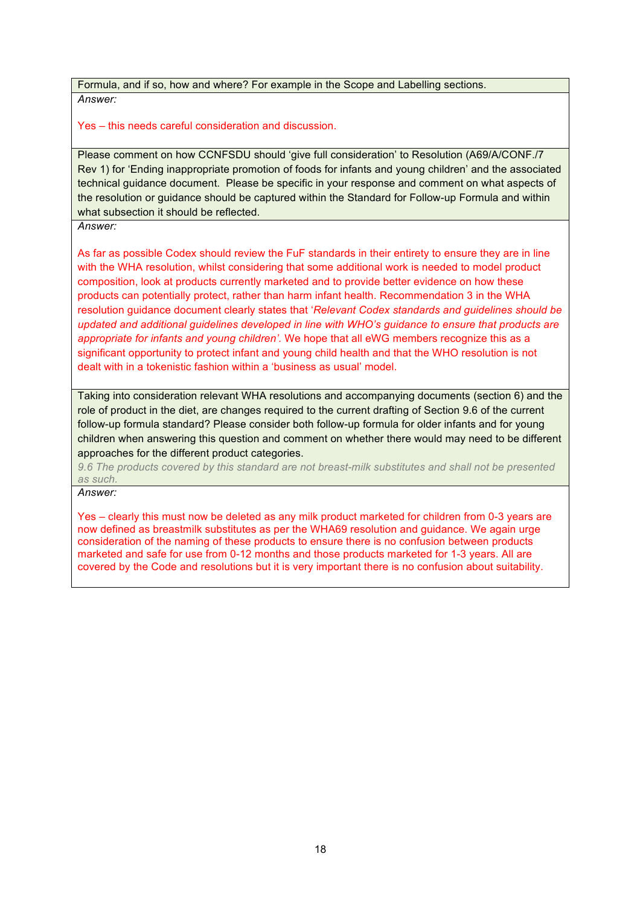Formula, and if so, how and where? For example in the Scope and Labelling sections.

*Answer:*

Yes – this needs careful consideration and discussion.

Please comment on how CCNFSDU should 'give full consideration' to Resolution (A69/A/CONF./7 Rev 1) for 'Ending inappropriate promotion of foods for infants and young children' and the associated technical guidance document. Please be specific in your response and comment on what aspects of the resolution or guidance should be captured within the Standard for Follow-up Formula and within what subsection it should be reflected.

*Answer:*

As far as possible Codex should review the FuF standards in their entirety to ensure they are in line with the WHA resolution, whilst considering that some additional work is needed to model product composition, look at products currently marketed and to provide better evidence on how these products can potentially protect, rather than harm infant health. Recommendation 3 in the WHA resolution guidance document clearly states that '*Relevant Codex standards and guidelines should be updated and additional guidelines developed in line with WHO's guidance to ensure that products are appropriate for infants and young children'.* We hope that all eWG members recognize this as a significant opportunity to protect infant and young child health and that the WHO resolution is not dealt with in a tokenistic fashion within a 'business as usual' model.

Taking into consideration relevant WHA resolutions and accompanying documents (section 6) and the role of product in the diet, are changes required to the current drafting of Section 9.6 of the current follow-up formula standard? Please consider both follow-up formula for older infants and for young children when answering this question and comment on whether there would may need to be different approaches for the different product categories.

*9.6 The products covered by this standard are not breast-milk substitutes and shall not be presented as such.*

*Answer:*

Yes – clearly this must now be deleted as any milk product marketed for children from 0-3 years are now defined as breastmilk substitutes as per the WHA69 resolution and guidance. We again urge consideration of the naming of these products to ensure there is no confusion between products marketed and safe for use from 0-12 months and those products marketed for 1-3 years. All are covered by the Code and resolutions but it is very important there is no confusion about suitability.